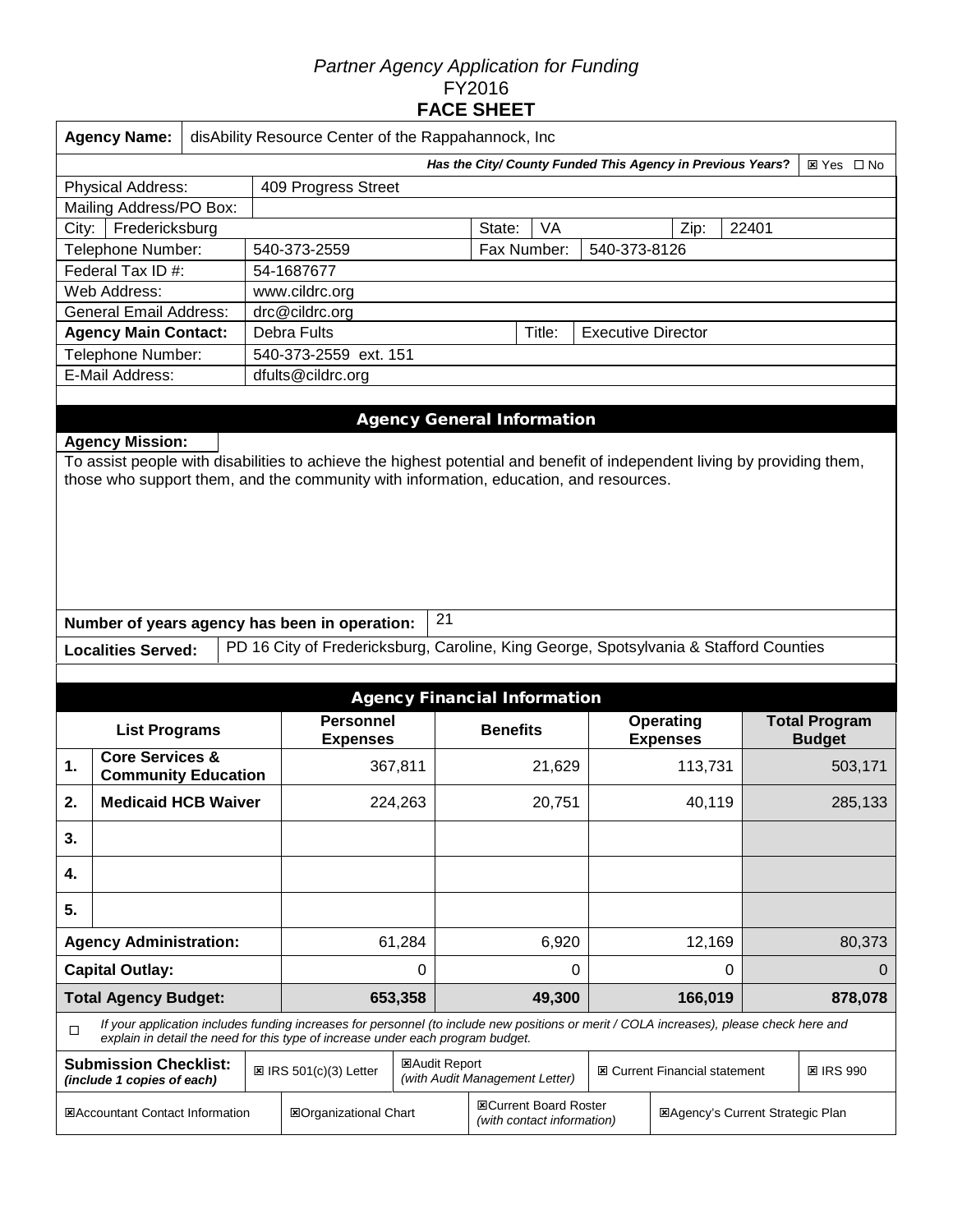*Partner Agency Application for Funding*
FY2016
**FACE SHEET**

| **Agency Name:** | disAbility Resource Center of the Rappahannock, Inc | | | | |
|---|---|---|---|---|---|
| ***Has the City/ County Funded This Agency in Previous Years?*** | ☒ Yes ☐ No | | | | |
| Physical Address: | 409 Progress Street | | | | |
| Mailing Address/PO Box: | | | | | |
| City: Fredericksburg | | State: | VA | Zip: | 22401 |
| Telephone Number: | 540-373-2559 | Fax Number: | 540-373-8126 | | |
| Federal Tax ID #: | 54-1687677 | | | | |
| Web Address: | www.cildrc.org | | | | |
| General Email Address: | drc@cildrc.org | | | | |
| **Agency Main Contact:** | Debra Fults | Title: | Executive Director | | |
| Telephone Number: | 540-373-2559 ext. 151 | | | | |
| E-Mail Address: | dfults@cildrc.org | | | | |

## Agency General Information

**Agency Mission:**

To assist people with disabilities to achieve the highest potential and benefit of independent living by providing them, those who support them, and the community with information, education, and resources.

**Number of years agency has been in operation:** 21

**Localities Served:** PD 16 City of Fredericksburg, Caroline, King George, Spotsylvania & Stafford Counties

## Agency Financial Information

| | List Programs | Personnel Expenses | Benefits | Operating Expenses | Total Program Budget |
|---|---|---|---|---|---|
| 1. | **Core Services & Community Education** | 367,811 | 21,629 | 113,731 | 503,171 |
| 2. | **Medicaid HCB Waiver** | 224,263 | 20,751 | 40,119 | 285,133 |
| 3. | | | | | |
| 4. | | | | | |
| 5. | | | | | |
| **Agency Administration:** | | 61,284 | 6,920 | 12,169 | 80,373 |
| **Capital Outlay:** | | 0 | 0 | 0 | 0 |
| **Total Agency Budget:** | | **653,358** | **49,300** | **166,019** | **878,078** |

☐ *If your application includes funding increases for personnel (to include new positions or merit / COLA increases), please check here and explain in detail the need for this type of increase under each program budget.*

| **Submission Checklist:** *(include 1 copies of each)* | ☒ IRS 501(c)(3) Letter | ☒Audit Report *(with Audit Management Letter)* | ☒ Current Financial statement | ☒ IRS 990 |
|---|---|---|---|---|
| ☒Accountant Contact Information | ☒Organizational Chart | ☒Current Board Roster *(with contact information)* | ☒Agency's Current Strategic Plan | |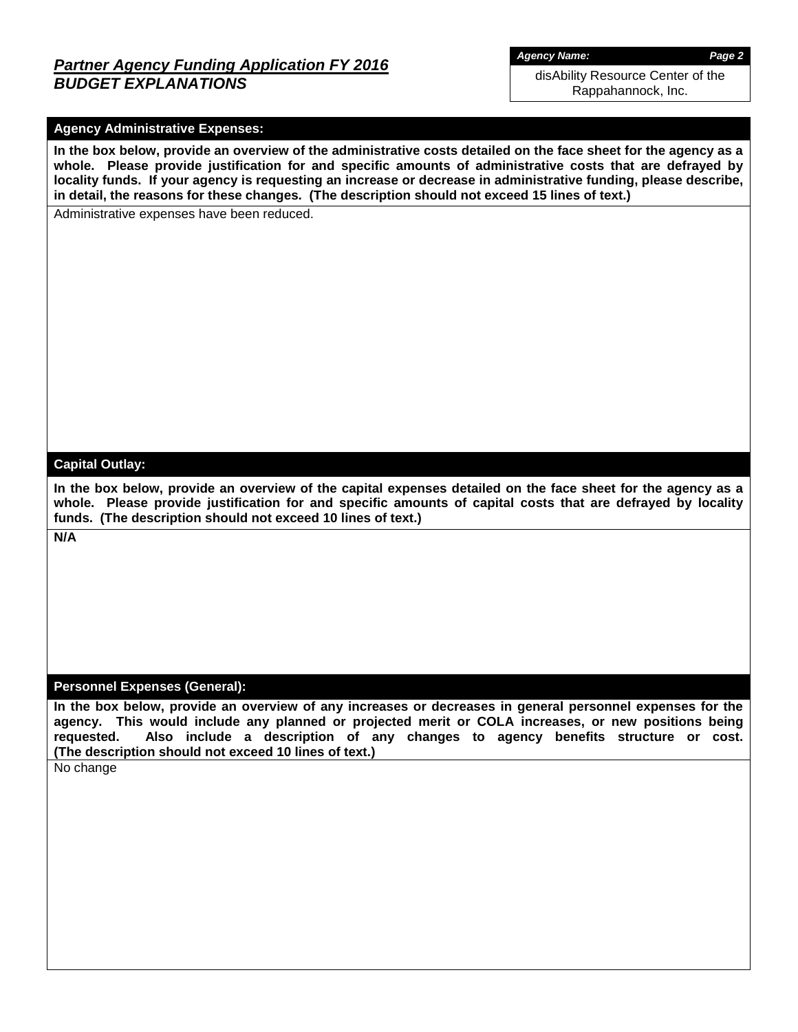## *Partner Agency Funding Application FY 2016*
## *BUDGET EXPLANATIONS*

| *Agency Name:* |
|---|
| disAbility Resource Center of the Rappahannock, Inc. |

### Agency Administrative Expenses:

**In the box below, provide an overview of the administrative costs detailed on the face sheet for the agency as a whole. Please provide justification for and specific amounts of administrative costs that are defrayed by locality funds. If your agency is requesting an increase or decrease in administrative funding, please describe, in detail, the reasons for these changes. (The description should not exceed 15 lines of text.)**

Administrative expenses have been reduced.

### Capital Outlay:

**In the box below, provide an overview of the capital expenses detailed on the face sheet for the agency as a whole. Please provide justification for and specific amounts of capital costs that are defrayed by locality funds. (The description should not exceed 10 lines of text.)**

**N/A**

### Personnel Expenses (General):

**In the box below, provide an overview of any increases or decreases in general personnel expenses for the agency. This would include any planned or projected merit or COLA increases, or new positions being requested. Also include a description of any changes to agency benefits structure or cost. (The description should not exceed 10 lines of text.)**

No change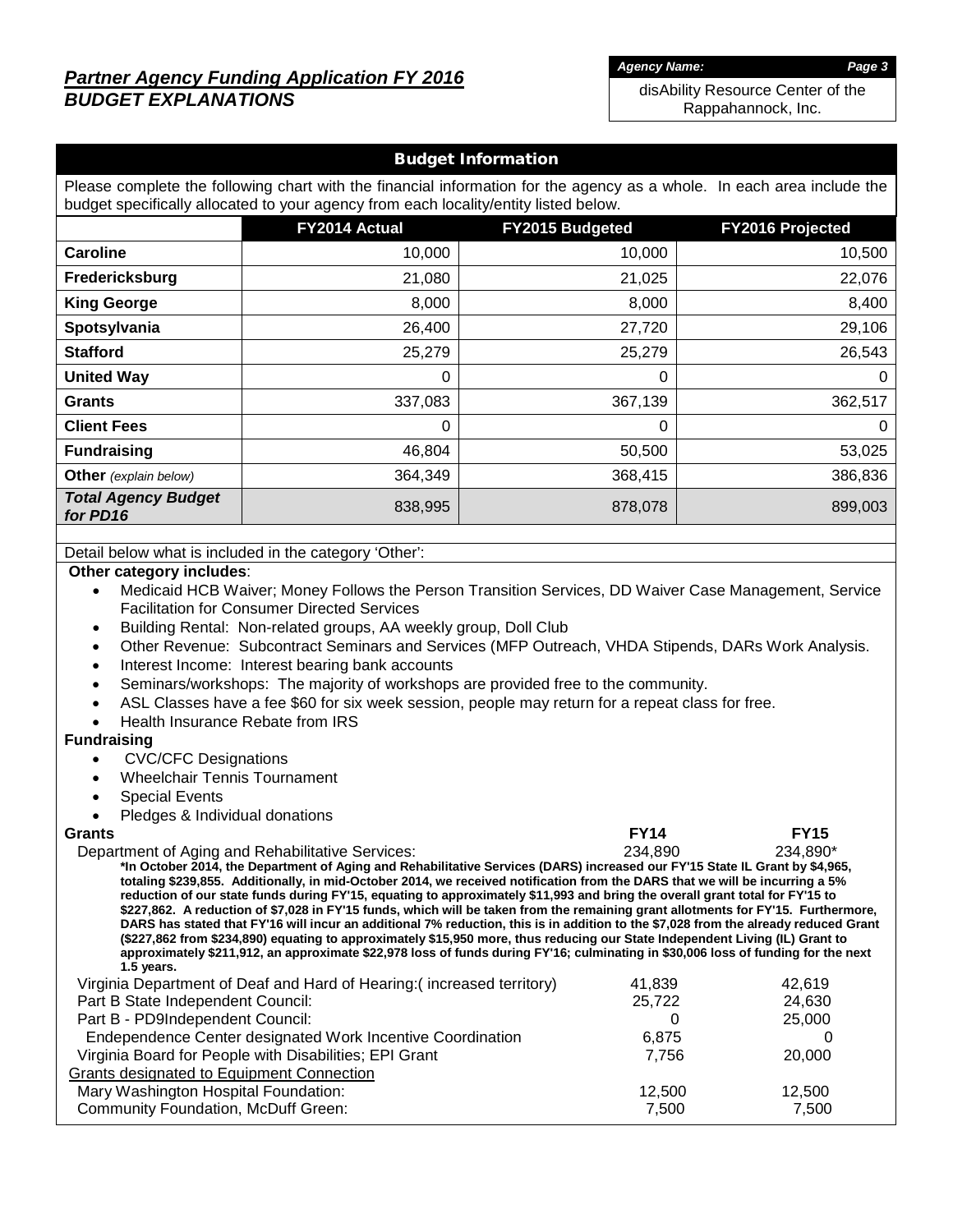## *Partner Agency Funding Application FY 2016*
## *BUDGET EXPLANATIONS*

| *Agency Name:* |
|---|
| disAbility Resource Center of the Rappahannock, Inc. |

### Budget Information

Please complete the following chart with the financial information for the agency as a whole. In each area include the budget specifically allocated to your agency from each locality/entity listed below.

| | FY2014 Actual | FY2015 Budgeted | FY2016 Projected |
|---|---|---|---|
| **Caroline** | 10,000 | 10,000 | 10,500 |
| **Fredericksburg** | 21,080 | 21,025 | 22,076 |
| **King George** | 8,000 | 8,000 | 8,400 |
| **Spotsylvania** | 26,400 | 27,720 | 29,106 |
| **Stafford** | 25,279 | 25,279 | 26,543 |
| **United Way** | 0 | 0 | 0 |
| **Grants** | 337,083 | 367,139 | 362,517 |
| **Client Fees** | 0 | 0 | 0 |
| **Fundraising** | 46,804 | 50,500 | 53,025 |
| **Other** *(explain below)* | 364,349 | 368,415 | 386,836 |
| ***Total Agency Budget for PD16*** | 838,995 | 878,078 | 899,003 |

Detail below what is included in the category 'Other':

**Other category includes**:

- Medicaid HCB Waiver; Money Follows the Person Transition Services, DD Waiver Case Management, Service Facilitation for Consumer Directed Services
- Building Rental: Non-related groups, AA weekly group, Doll Club
- Other Revenue: Subcontract Seminars and Services (MFP Outreach, VHDA Stipends, DARs Work Analysis.
- Interest Income: Interest bearing bank accounts
- Seminars/workshops: The majority of workshops are provided free to the community.
- ASL Classes have a fee $60 for six week session, people may return for a repeat class for free.
- Health Insurance Rebate from IRS

**Fundraising**

- CVC/CFC Designations
- Wheelchair Tennis Tournament
- Special Events
- Pledges & Individual donations

| **Grants** | **FY14** | **FY15** |
|---|---|---|
| Department of Aging and Rehabilitative Services: | 234,890 | 234,890* |

**\*In October 2014, the Department of Aging and Rehabilitative Services (DARS) increased our FY'15 State IL Grant by $4,965, totaling $239,855. Additionally, in mid-October 2014, we received notification from the DARS that we will be incurring a 5% reduction of our state funds during FY'15, equating to approximately $11,993 and bring the overall grant total for FY'15 to $227,862. A reduction of $7,028 in FY'15 funds, which will be taken from the remaining grant allotments for FY'15. Furthermore, DARS has stated that FY'16 will incur an additional 7% reduction, this is in addition to the $7,028 from the already reduced Grant ($227,862 from $234,890) equating to approximately $15,950 more, thus reducing our State Independent Living (IL) Grant to approximately $211,912, an approximate $22,978 loss of funds during FY'16; culminating in $30,006 loss of funding for the next 1.5 years.**

| | FY14 | FY15 |
|---|---|---|
| Virginia Department of Deaf and Hard of Hearing:( increased territory) | 41,839 | 42,619 |
| Part B State Independent Council: | 25,722 | 24,630 |
| Part B - PD9Independent Council: | 0 | 25,000 |
| Endependence Center designated Work Incentive Coordination | 6,875 | 0 |
| Virginia Board for People with Disabilities; EPI Grant | 7,756 | 20,000 |
| <u>Grants designated to Equipment Connection</u> | | |
| Mary Washington Hospital Foundation: | 12,500 | 12,500 |
| Community Foundation, McDuff Green: | 7,500 | 7,500 |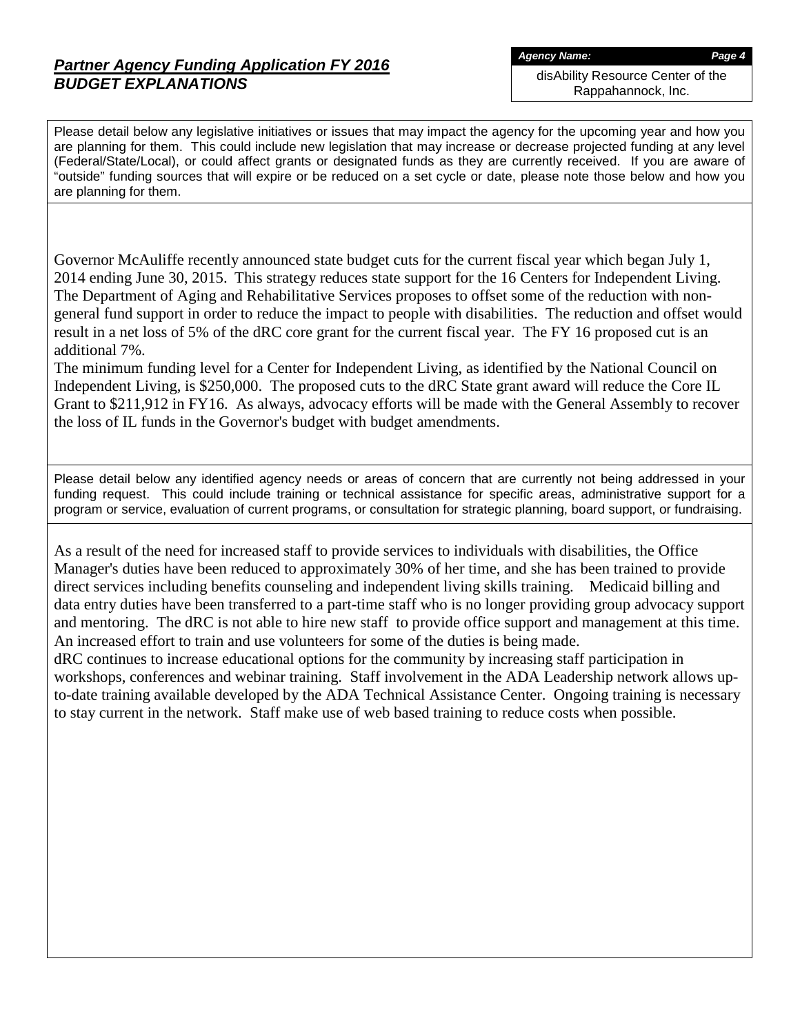## *Partner Agency Funding Application FY 2016*
## *BUDGET EXPLANATIONS*

***Agency Name:***

disAbility Resource Center of the Rappahannock, Inc.

Please detail below any legislative initiatives or issues that may impact the agency for the upcoming year and how you are planning for them. This could include new legislation that may increase or decrease projected funding at any level (Federal/State/Local), or could affect grants or designated funds as they are currently received. If you are aware of "outside" funding sources that will expire or be reduced on a set cycle or date, please note those below and how you are planning for them.

Governor McAuliffe recently announced state budget cuts for the current fiscal year which began July 1, 2014 ending June 30, 2015. This strategy reduces state support for the 16 Centers for Independent Living. The Department of Aging and Rehabilitative Services proposes to offset some of the reduction with non-general fund support in order to reduce the impact to people with disabilities. The reduction and offset would result in a net loss of 5% of the dRC core grant for the current fiscal year. The FY 16 proposed cut is an additional 7%.

The minimum funding level for a Center for Independent Living, as identified by the National Council on Independent Living, is $250,000. The proposed cuts to the dRC State grant award will reduce the Core IL Grant to $211,912 in FY16. As always, advocacy efforts will be made with the General Assembly to recover the loss of IL funds in the Governor's budget with budget amendments.

Please detail below any identified agency needs or areas of concern that are currently not being addressed in your funding request. This could include training or technical assistance for specific areas, administrative support for a program or service, evaluation of current programs, or consultation for strategic planning, board support, or fundraising.

As a result of the need for increased staff to provide services to individuals with disabilities, the Office Manager's duties have been reduced to approximately 30% of her time, and she has been trained to provide direct services including benefits counseling and independent living skills training. Medicaid billing and data entry duties have been transferred to a part-time staff who is no longer providing group advocacy support and mentoring. The dRC is not able to hire new staff to provide office support and management at this time. An increased effort to train and use volunteers for some of the duties is being made.

dRC continues to increase educational options for the community by increasing staff participation in workshops, conferences and webinar training. Staff involvement in the ADA Leadership network allows up-to-date training available developed by the ADA Technical Assistance Center. Ongoing training is necessary to stay current in the network. Staff make use of web based training to reduce costs when possible.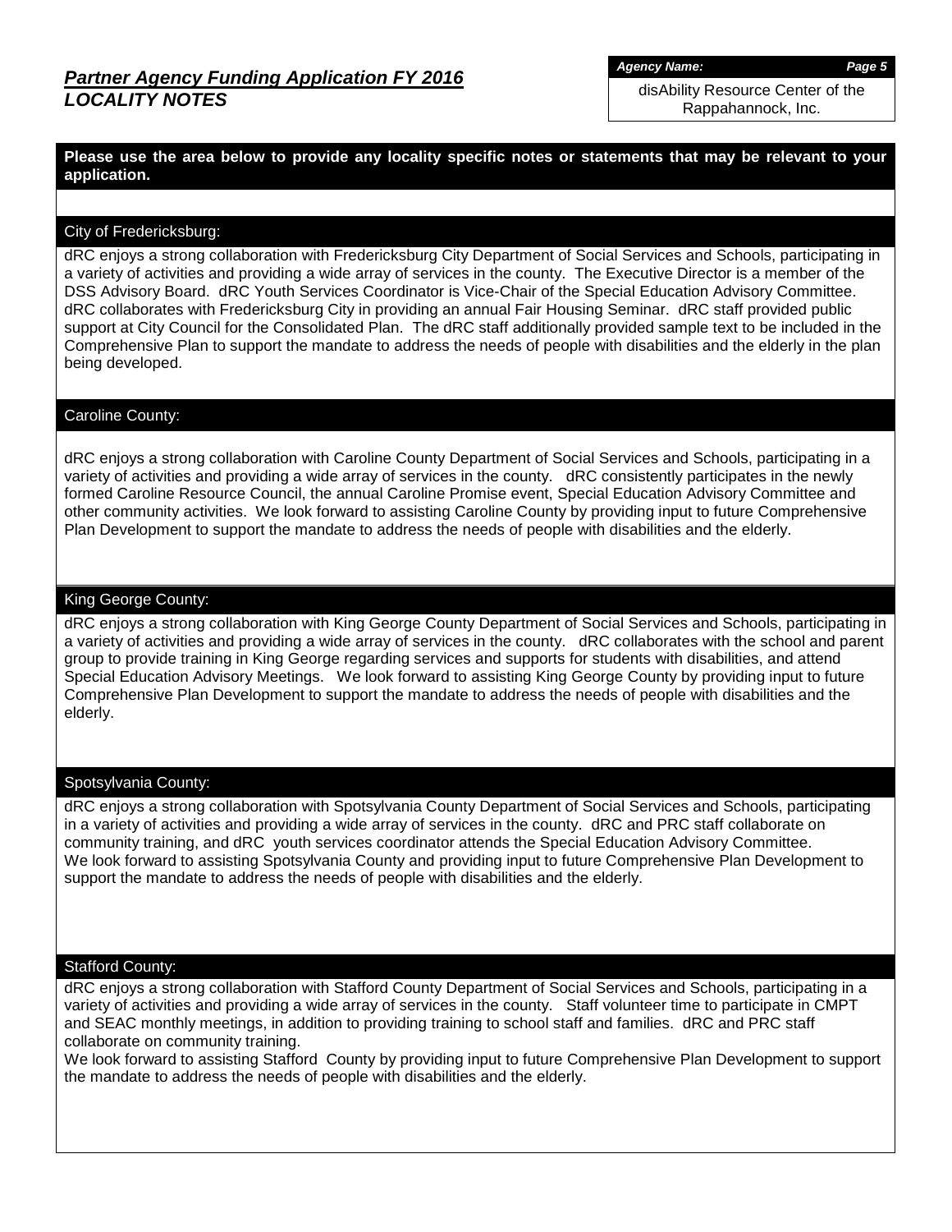## *Partner Agency Funding Application FY 2016*
## *LOCALITY NOTES*

***Agency Name:***
disAbility Resource Center of the Rappahannock, Inc.

**Please use the area below to provide any locality specific notes or statements that may be relevant to your application.**

### City of Fredericksburg:

dRC enjoys a strong collaboration with Fredericksburg City Department of Social Services and Schools, participating in a variety of activities and providing a wide array of services in the county. The Executive Director is a member of the DSS Advisory Board. dRC Youth Services Coordinator is Vice-Chair of the Special Education Advisory Committee. dRC collaborates with Fredericksburg City in providing an annual Fair Housing Seminar. dRC staff provided public support at City Council for the Consolidated Plan. The dRC staff additionally provided sample text to be included in the Comprehensive Plan to support the mandate to address the needs of people with disabilities and the elderly in the plan being developed.

### Caroline County:

dRC enjoys a strong collaboration with Caroline County Department of Social Services and Schools, participating in a variety of activities and providing a wide array of services in the county. dRC consistently participates in the newly formed Caroline Resource Council, the annual Caroline Promise event, Special Education Advisory Committee and other community activities. We look forward to assisting Caroline County by providing input to future Comprehensive Plan Development to support the mandate to address the needs of people with disabilities and the elderly.

### King George County:

dRC enjoys a strong collaboration with King George County Department of Social Services and Schools, participating in a variety of activities and providing a wide array of services in the county. dRC collaborates with the school and parent group to provide training in King George regarding services and supports for students with disabilities, and attend Special Education Advisory Meetings. We look forward to assisting King George County by providing input to future Comprehensive Plan Development to support the mandate to address the needs of people with disabilities and the elderly.

### Spotsylvania County:

dRC enjoys a strong collaboration with Spotsylvania County Department of Social Services and Schools, participating in a variety of activities and providing a wide array of services in the county. dRC and PRC staff collaborate on community training, and dRC youth services coordinator attends the Special Education Advisory Committee.
We look forward to assisting Spotsylvania County and providing input to future Comprehensive Plan Development to support the mandate to address the needs of people with disabilities and the elderly.

### Stafford County:

dRC enjoys a strong collaboration with Stafford County Department of Social Services and Schools, participating in a variety of activities and providing a wide array of services in the county. Staff volunteer time to participate in CMPT and SEAC monthly meetings, in addition to providing training to school staff and families. dRC and PRC staff collaborate on community training.
We look forward to assisting Stafford County by providing input to future Comprehensive Plan Development to support the mandate to address the needs of people with disabilities and the elderly.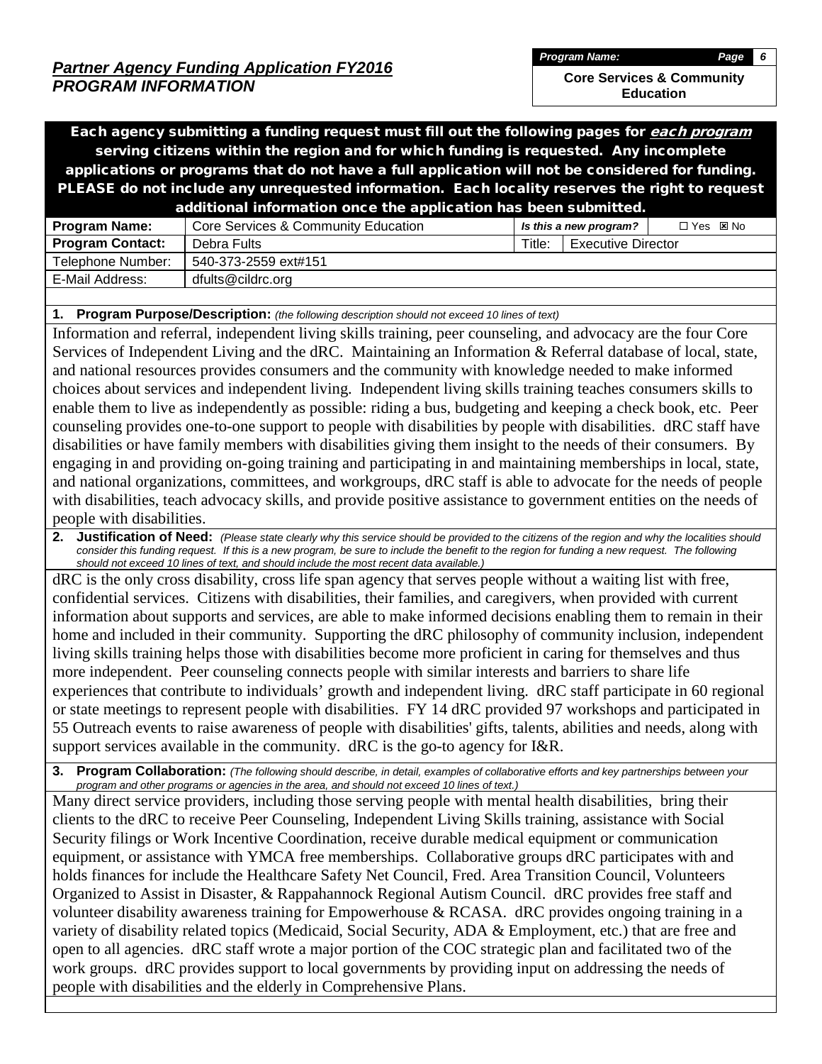## *Partner Agency Funding Application FY2016*
## *PROGRAM INFORMATION*

| *Program Name:* | *Page 6* |
|---|---|
| **Core Services & Community Education** | |

**Each agency submitting a funding request must fill out the following pages for *each program* serving citizens within the region and for which funding is requested. Any incomplete applications or programs that do not have a full application will not be considered for funding. PLEASE do not include any unrequested information. Each locality reserves the right to request additional information once the application has been submitted.**

| **Program Name:** | Core Services & Community Education | *Is this a new program?* | ☐ Yes ☒ No |
|---|---|---|---|
| **Program Contact:** | Debra Fults | Title: | Executive Director |
| Telephone Number: | 540-373-2559 ext#151 | | |
| E-Mail Address: | dfults@cildrc.org | | |

**1. Program Purpose/Description:** *(the following description should not exceed 10 lines of text)*

Information and referral, independent living skills training, peer counseling, and advocacy are the four Core Services of Independent Living and the dRC. Maintaining an Information & Referral database of local, state, and national resources provides consumers and the community with knowledge needed to make informed choices about services and independent living. Independent living skills training teaches consumers skills to enable them to live as independently as possible: riding a bus, budgeting and keeping a check book, etc. Peer counseling provides one-to-one support to people with disabilities by people with disabilities. dRC staff have disabilities or have family members with disabilities giving them insight to the needs of their consumers. By engaging in and providing on-going training and participating in and maintaining memberships in local, state, and national organizations, committees, and workgroups, dRC staff is able to advocate for the needs of people with disabilities, teach advocacy skills, and provide positive assistance to government entities on the needs of people with disabilities.

**2. Justification of Need:** *(Please state clearly why this service should be provided to the citizens of the region and why the localities should consider this funding request. If this is a new program, be sure to include the benefit to the region for funding a new request. The following should not exceed 10 lines of text, and should include the most recent data available.)*

dRC is the only cross disability, cross life span agency that serves people without a waiting list with free, confidential services. Citizens with disabilities, their families, and caregivers, when provided with current information about supports and services, are able to make informed decisions enabling them to remain in their home and included in their community. Supporting the dRC philosophy of community inclusion, independent living skills training helps those with disabilities become more proficient in caring for themselves and thus more independent. Peer counseling connects people with similar interests and barriers to share life experiences that contribute to individuals' growth and independent living. dRC staff participate in 60 regional or state meetings to represent people with disabilities. FY 14 dRC provided 97 workshops and participated in 55 Outreach events to raise awareness of people with disabilities' gifts, talents, abilities and needs, along with support services available in the community. dRC is the go-to agency for I&R.

**3. Program Collaboration:** *(The following should describe, in detail, examples of collaborative efforts and key partnerships between your program and other programs or agencies in the area, and should not exceed 10 lines of text.)*

Many direct service providers, including those serving people with mental health disabilities, bring their clients to the dRC to receive Peer Counseling, Independent Living Skills training, assistance with Social Security filings or Work Incentive Coordination, receive durable medical equipment or communication equipment, or assistance with YMCA free memberships. Collaborative groups dRC participates with and holds finances for include the Healthcare Safety Net Council, Fred. Area Transition Council, Volunteers Organized to Assist in Disaster, & Rappahannock Regional Autism Council. dRC provides free staff and volunteer disability awareness training for Empowerhouse & RCASA. dRC provides ongoing training in a variety of disability related topics (Medicaid, Social Security, ADA & Employment, etc.) that are free and open to all agencies. dRC staff wrote a major portion of the COC strategic plan and facilitated two of the work groups. dRC provides support to local governments by providing input on addressing the needs of people with disabilities and the elderly in Comprehensive Plans.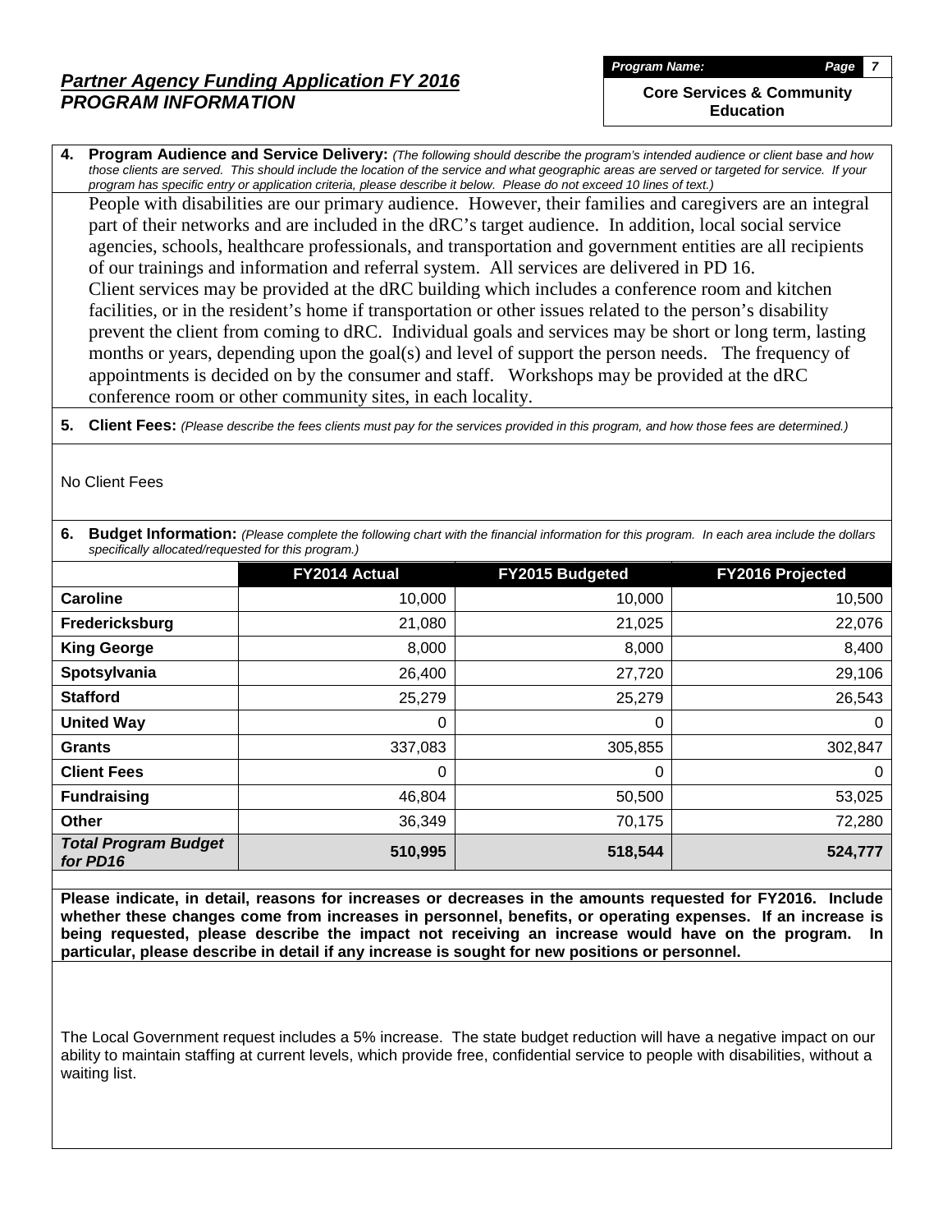## *Partner Agency Funding Application FY 2016*
## *PROGRAM INFORMATION*

***Program Name:***

**Core Services & Community Education**

**4. Program Audience and Service Delivery:** *(The following should describe the program's intended audience or client base and how those clients are served. This should include the location of the service and what geographic areas are served or targeted for service. If your program has specific entry or application criteria, please describe it below. Please do not exceed 10 lines of text.)*

People with disabilities are our primary audience. However, their families and caregivers are an integral part of their networks and are included in the dRC's target audience. In addition, local social service agencies, schools, healthcare professionals, and transportation and government entities are all recipients of our trainings and information and referral system. All services are delivered in PD 16.
Client services may be provided at the dRC building which includes a conference room and kitchen facilities, or in the resident's home if transportation or other issues related to the person's disability prevent the client from coming to dRC. Individual goals and services may be short or long term, lasting months or years, depending upon the goal(s) and level of support the person needs. The frequency of appointments is decided on by the consumer and staff. Workshops may be provided at the dRC conference room or other community sites, in each locality.

**5. Client Fees:** *(Please describe the fees clients must pay for the services provided in this program, and how those fees are determined.)*

No Client Fees

**6. Budget Information:** *(Please complete the following chart with the financial information for this program. In each area include the dollars specifically allocated/requested for this program.)*

| | FY2014 Actual | FY2015 Budgeted | FY2016 Projected |
|---|---|---|---|
| **Caroline** | 10,000 | 10,000 | 10,500 |
| **Fredericksburg** | 21,080 | 21,025 | 22,076 |
| **King George** | 8,000 | 8,000 | 8,400 |
| **Spotsylvania** | 26,400 | 27,720 | 29,106 |
| **Stafford** | 25,279 | 25,279 | 26,543 |
| **United Way** | 0 | 0 | 0 |
| **Grants** | 337,083 | 305,855 | 302,847 |
| **Client Fees** | 0 | 0 | 0 |
| **Fundraising** | 46,804 | 50,500 | 53,025 |
| **Other** | 36,349 | 70,175 | 72,280 |
| ***Total Program Budget for PD16*** | **510,995** | **518,544** | **524,777** |

**Please indicate, in detail, reasons for increases or decreases in the amounts requested for FY2016. Include whether these changes come from increases in personnel, benefits, or operating expenses. If an increase is being requested, please describe the impact not receiving an increase would have on the program. In particular, please describe in detail if any increase is sought for new positions or personnel.**

The Local Government request includes a 5% increase. The state budget reduction will have a negative impact on our ability to maintain staffing at current levels, which provide free, confidential service to people with disabilities, without a waiting list.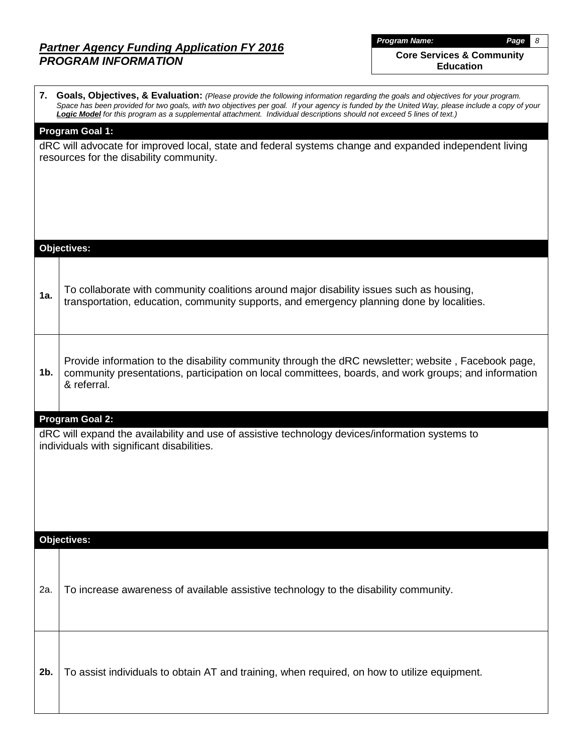## *Partner Agency Funding Application FY 2016*
## *PROGRAM INFORMATION*

***Program Name:*** **Core Services & Community Education**

**7. Goals, Objectives, & Evaluation:** *(Please provide the following information regarding the goals and objectives for your program. Space has been provided for two goals, with two objectives per goal. If your agency is funded by the United Way, please include a copy of your* ***Logic Model*** *for this program as a supplemental attachment. Individual descriptions should not exceed 5 lines of text.)*

**Program Goal 1:**

dRC will advocate for improved local, state and federal systems change and expanded independent living resources for the disability community.

**Objectives:**

| | |
|---|---|
| **1a.** | To collaborate with community coalitions around major disability issues such as housing, transportation, education, community supports, and emergency planning done by localities. |
| **1b.** | Provide information to the disability community through the dRC newsletter; website , Facebook page, community presentations, participation on local committees, boards, and work groups; and information & referral. |

**Program Goal 2:**

dRC will expand the availability and use of assistive technology devices/information systems to individuals with significant disabilities.

**Objectives:**

| | |
|---|---|
| 2a. | To increase awareness of available assistive technology to the disability community. |
| **2b.** | To assist individuals to obtain AT and training, when required, on how to utilize equipment. |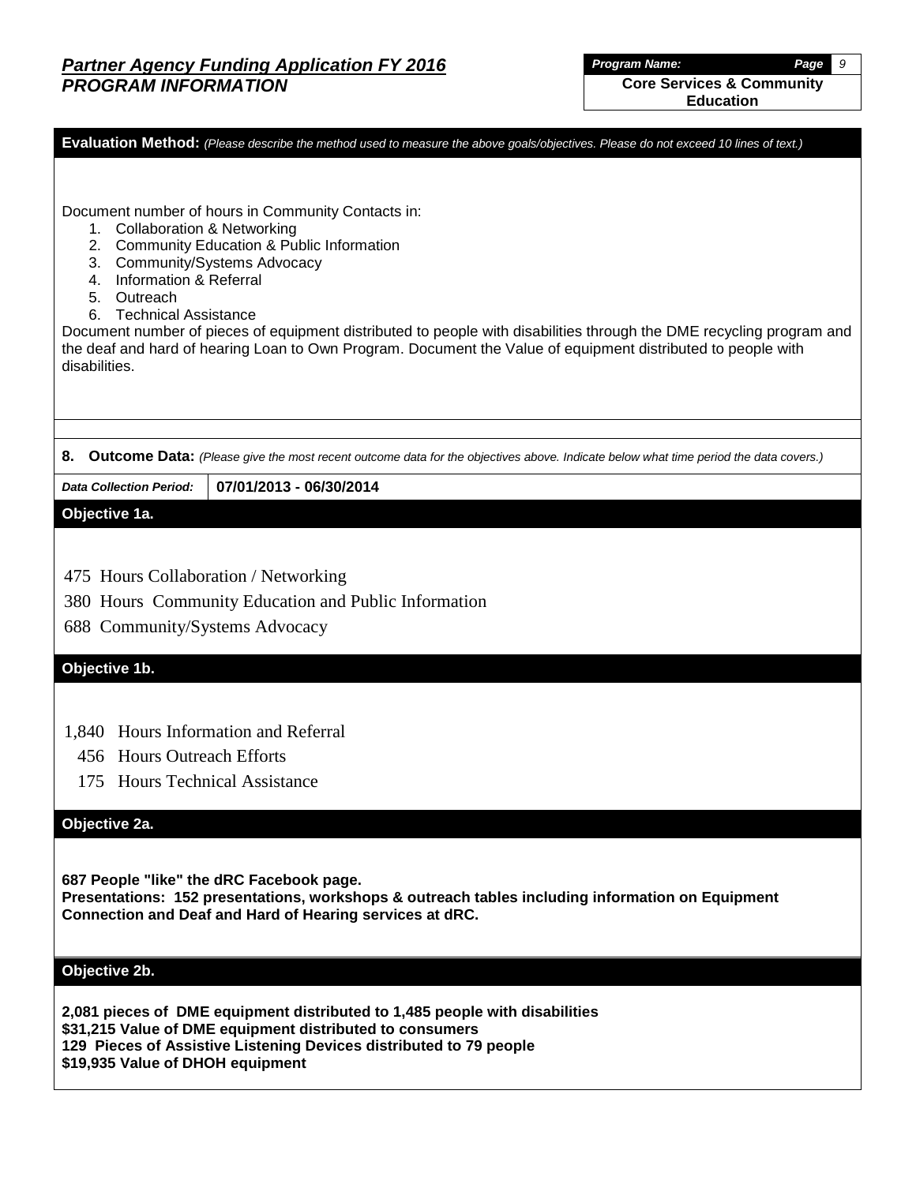## Partner Agency Funding Application FY 2016
## PROGRAM INFORMATION

| *Program Name:* |
|---|
| **Core Services & Community Education** |

**Evaluation Method:** *(Please describe the method used to measure the above goals/objectives. Please do not exceed 10 lines of text.)*

Document number of hours in Community Contacts in:

1. Collaboration & Networking
2. Community Education & Public Information
3. Community/Systems Advocacy
4. Information & Referral
5. Outreach
6. Technical Assistance

Document number of pieces of equipment distributed to people with disabilities through the DME recycling program and the deaf and hard of hearing Loan to Own Program. Document the Value of equipment distributed to people with disabilities.

**8. Outcome Data:** *(Please give the most recent outcome data for the objectives above. Indicate below what time period the data covers.)*

| *Data Collection Period:* | **07/01/2013 - 06/30/2014** |
|---|---|

### Objective 1a.

475 Hours Collaboration / Networking
380 Hours Community Education and Public Information
688 Community/Systems Advocacy

### Objective 1b.

1,840 Hours Information and Referral
456 Hours Outreach Efforts
175 Hours Technical Assistance

### Objective 2a.

**687 People "like" the dRC Facebook page.**
**Presentations: 152 presentations, workshops & outreach tables including information on Equipment Connection and Deaf and Hard of Hearing services at dRC.**

### Objective 2b.

**2,081 pieces of DME equipment distributed to 1,485 people with disabilities**
**$31,215 Value of DME equipment distributed to consumers**
**129 Pieces of Assistive Listening Devices distributed to 79 people**
**$19,935 Value of DHOH equipment**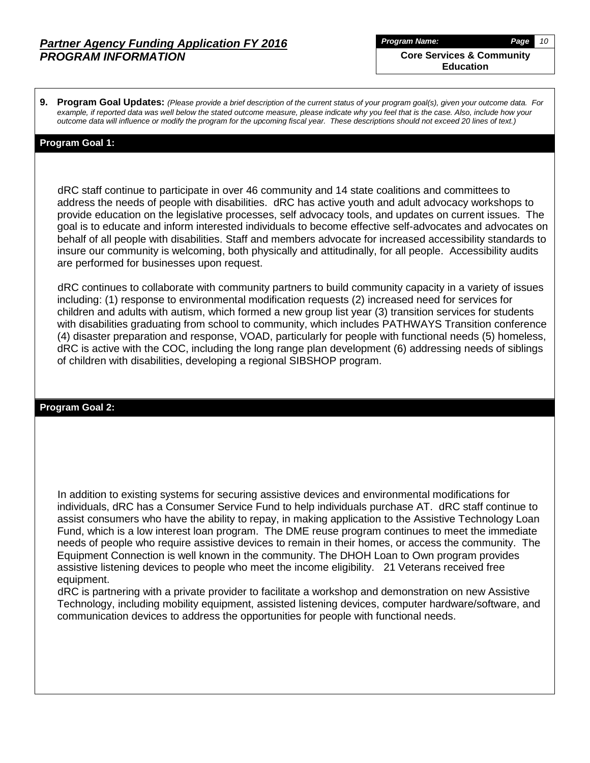**9. Program Goal Updates:** *(Please provide a brief description of the current status of your program goal(s), given your outcome data. For example, if reported data was well below the stated outcome measure, please indicate why you feel that is the case. Also, include how your outcome data will influence or modify the program for the upcoming fiscal year. These descriptions should not exceed 20 lines of text.)*

### Program Goal 1:

dRC staff continue to participate in over 46 community and 14 state coalitions and committees to address the needs of people with disabilities. dRC has active youth and adult advocacy workshops to provide education on the legislative processes, self advocacy tools, and updates on current issues. The goal is to educate and inform interested individuals to become effective self-advocates and advocates on behalf of all people with disabilities. Staff and members advocate for increased accessibility standards to insure our community is welcoming, both physically and attitudinally, for all people. Accessibility audits are performed for businesses upon request.

dRC continues to collaborate with community partners to build community capacity in a variety of issues including: (1) response to environmental modification requests (2) increased need for services for children and adults with autism, which formed a new group list year (3) transition services for students with disabilities graduating from school to community, which includes PATHWAYS Transition conference (4) disaster preparation and response, VOAD, particularly for people with functional needs (5) homeless, dRC is active with the COC, including the long range plan development (6) addressing needs of siblings of children with disabilities, developing a regional SIBSHOP program.

### Program Goal 2:

In addition to existing systems for securing assistive devices and environmental modifications for individuals, dRC has a Consumer Service Fund to help individuals purchase AT. dRC staff continue to assist consumers who have the ability to repay, in making application to the Assistive Technology Loan Fund, which is a low interest loan program. The DME reuse program continues to meet the immediate needs of people who require assistive devices to remain in their homes, or access the community. The Equipment Connection is well known in the community. The DHOH Loan to Own program provides assistive listening devices to people who meet the income eligibility. 21 Veterans received free equipment.

dRC is partnering with a private provider to facilitate a workshop and demonstration on new Assistive Technology, including mobility equipment, assisted listening devices, computer hardware/software, and communication devices to address the opportunities for people with functional needs.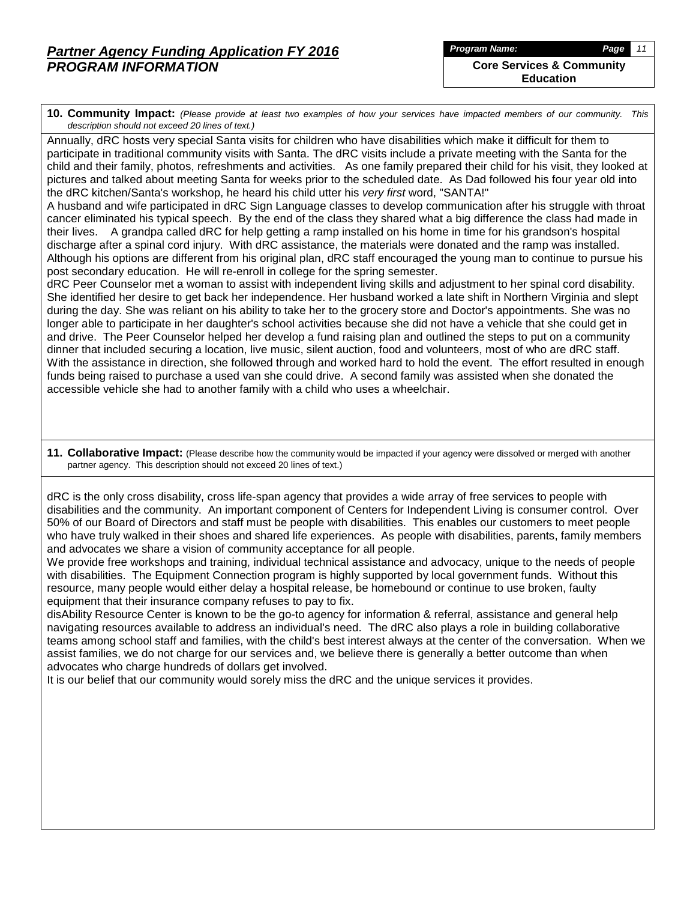## *Partner Agency Funding Application FY 2016*
## *PROGRAM INFORMATION*

***Program Name:*** **Core Services & Community Education**

**10. Community Impact:** *(Please provide at least two examples of how your services have impacted members of our community. This description should not exceed 20 lines of text.)*

Annually, dRC hosts very special Santa visits for children who have disabilities which make it difficult for them to participate in traditional community visits with Santa. The dRC visits include a private meeting with the Santa for the child and their family, photos, refreshments and activities. As one family prepared their child for his visit, they looked at pictures and talked about meeting Santa for weeks prior to the scheduled date. As Dad followed his four year old into the dRC kitchen/Santa's workshop, he heard his child utter his *very first* word, "SANTA!"

A husband and wife participated in dRC Sign Language classes to develop communication after his struggle with throat cancer eliminated his typical speech. By the end of the class they shared what a big difference the class had made in their lives. A grandpa called dRC for help getting a ramp installed on his home in time for his grandson's hospital discharge after a spinal cord injury. With dRC assistance, the materials were donated and the ramp was installed. Although his options are different from his original plan, dRC staff encouraged the young man to continue to pursue his post secondary education. He will re-enroll in college for the spring semester.

dRC Peer Counselor met a woman to assist with independent living skills and adjustment to her spinal cord disability. She identified her desire to get back her independence. Her husband worked a late shift in Northern Virginia and slept during the day. She was reliant on his ability to take her to the grocery store and Doctor's appointments. She was no longer able to participate in her daughter's school activities because she did not have a vehicle that she could get in and drive. The Peer Counselor helped her develop a fund raising plan and outlined the steps to put on a community dinner that included securing a location, live music, silent auction, food and volunteers, most of who are dRC staff. With the assistance in direction, she followed through and worked hard to hold the event. The effort resulted in enough funds being raised to purchase a used van she could drive. A second family was assisted when she donated the accessible vehicle she had to another family with a child who uses a wheelchair.

**11. Collaborative Impact:** (Please describe how the community would be impacted if your agency were dissolved or merged with another partner agency. This description should not exceed 20 lines of text.)

dRC is the only cross disability, cross life-span agency that provides a wide array of free services to people with disabilities and the community. An important component of Centers for Independent Living is consumer control. Over 50% of our Board of Directors and staff must be people with disabilities. This enables our customers to meet people who have truly walked in their shoes and shared life experiences. As people with disabilities, parents, family members and advocates we share a vision of community acceptance for all people.

We provide free workshops and training, individual technical assistance and advocacy, unique to the needs of people with disabilities. The Equipment Connection program is highly supported by local government funds. Without this resource, many people would either delay a hospital release, be homebound or continue to use broken, faulty equipment that their insurance company refuses to pay to fix.

disAbility Resource Center is known to be the go-to agency for information & referral, assistance and general help navigating resources available to address an individual's need. The dRC also plays a role in building collaborative teams among school staff and families, with the child's best interest always at the center of the conversation. When we assist families, we do not charge for our services and, we believe there is generally a better outcome than when advocates who charge hundreds of dollars get involved.

It is our belief that our community would sorely miss the dRC and the unique services it provides.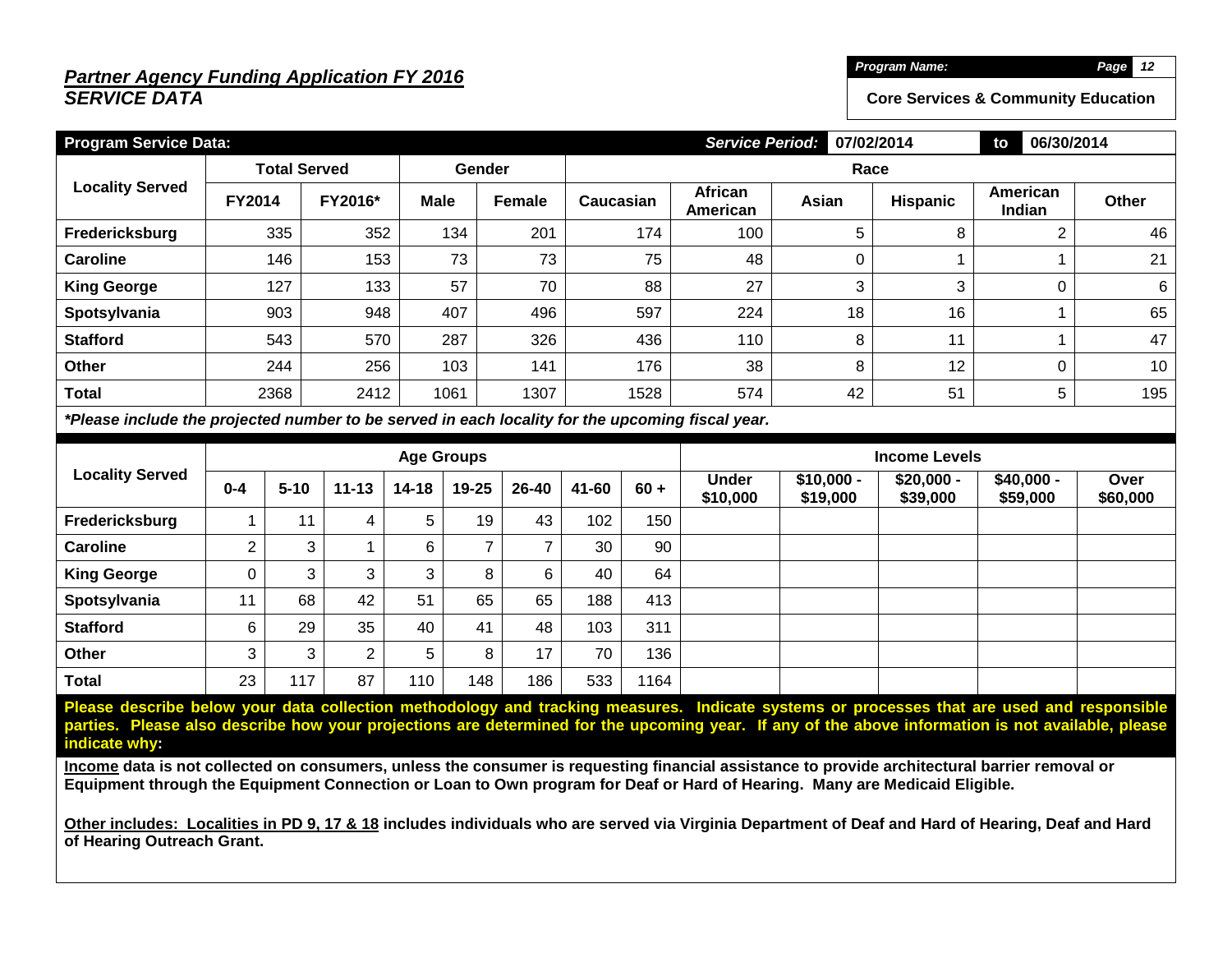***Partner Agency Funding Application FY 2016***
***SERVICE DATA***

| *Program Name:* | *Page 12* |
|---|---|
| **Core Services & Community Education** | |

**Program Service Data:** ***Service Period:*** 07/02/2014 **to** 06/30/2014

| Locality Served | Total Served | | Gender | | Race | | | | | |
|---|---|---|---|---|---|---|---|---|---|---|
| | FY2014 | FY2016* | Male | Female | Caucasian | African American | Asian | Hispanic | American Indian | Other |
| **Fredericksburg** | 335 | 352 | 134 | 201 | 174 | 100 | 5 | 8 | 2 | 46 |
| **Caroline** | 146 | 153 | 73 | 73 | 75 | 48 | 0 | 1 | 1 | 21 |
| **King George** | 127 | 133 | 57 | 70 | 88 | 27 | 3 | 3 | 0 | 6 |
| **Spotsylvania** | 903 | 948 | 407 | 496 | 597 | 224 | 18 | 16 | 1 | 65 |
| **Stafford** | 543 | 570 | 287 | 326 | 436 | 110 | 8 | 11 | 1 | 47 |
| **Other** | 244 | 256 | 103 | 141 | 176 | 38 | 8 | 12 | 0 | 10 |
| **Total** | 2368 | 2412 | 1061 | 1307 | 1528 | 574 | 42 | 51 | 5 | 195 |

***Please include the projected number to be served in each locality for the upcoming fiscal year.**

| Locality Served | Age Groups | | | | | | | | Income Levels | | | | |
|---|---|---|---|---|---|---|---|---|---|---|---|---|---|
| | 0-4 | 5-10 | 11-13 | 14-18 | 19-25 | 26-40 | 41-60 | 60 + | Under $10,000 | $10,000 - $19,000 | $20,000 - $39,000 | $40,000 - $59,000 | Over $60,000 |
| **Fredericksburg** | 1 | 11 | 4 | 5 | 19 | 43 | 102 | 150 | | | | | |
| **Caroline** | 2 | 3 | 1 | 6 | 7 | 7 | 30 | 90 | | | | | |
| **King George** | 0 | 3 | 3 | 3 | 8 | 6 | 40 | 64 | | | | | |
| **Spotsylvania** | 11 | 68 | 42 | 51 | 65 | 65 | 188 | 413 | | | | | |
| **Stafford** | 6 | 29 | 35 | 40 | 41 | 48 | 103 | 311 | | | | | |
| **Other** | 3 | 3 | 2 | 5 | 8 | 17 | 70 | 136 | | | | | |
| **Total** | 23 | 117 | 87 | 110 | 148 | 186 | 533 | 1164 | | | | | |

**Please describe below your data collection methodology and tracking measures. Indicate systems or processes that are used and responsible parties. Please also describe how your projections are determined for the upcoming year. If any of the above information is not available, please indicate why:**

**Income data is not collected on consumers, unless the consumer is requesting financial assistance to provide architectural barrier removal or Equipment through the Equipment Connection or Loan to Own program for Deaf or Hard of Hearing. Many are Medicaid Eligible.**

**Other includes: Localities in PD 9, 17 & 18 includes individuals who are served via Virginia Department of Deaf and Hard of Hearing, Deaf and Hard of Hearing Outreach Grant.**